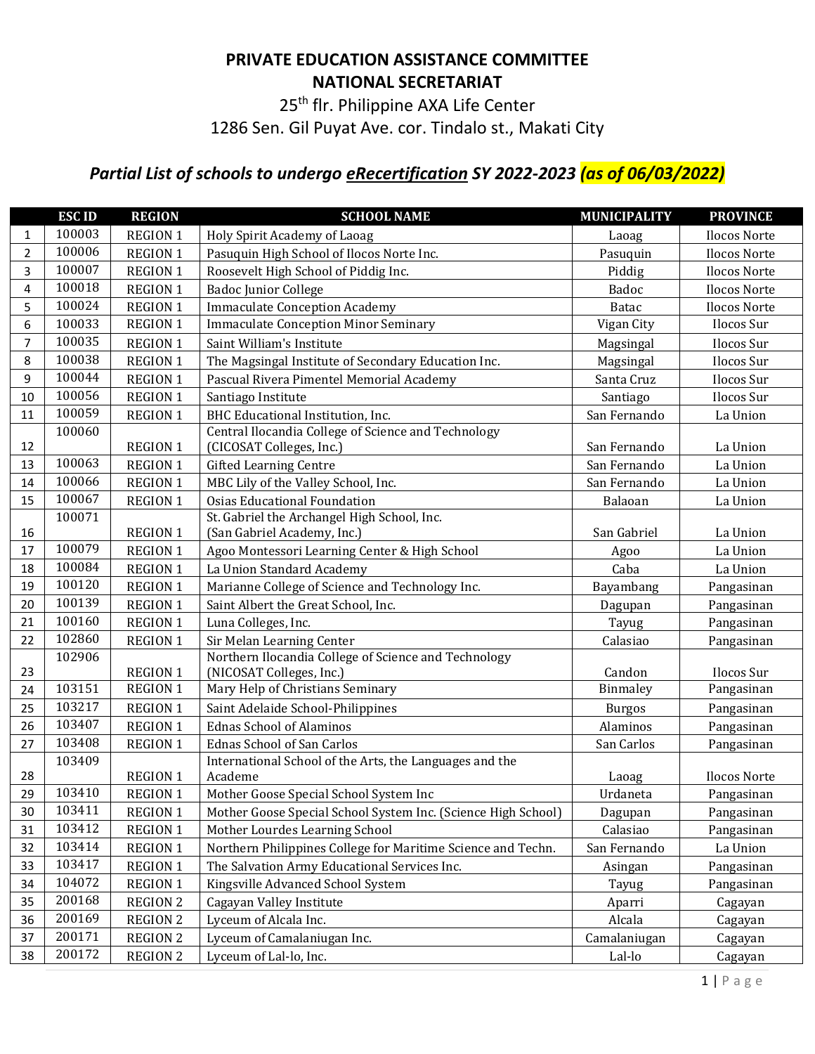**PRIVATE EDUCATION ASSISTANCE COMMITTEE**
**NATIONAL SECRETARIAT**

25th flr. Philippine AXA Life Center
1286 Sen. Gil Puyat Ave. cor. Tindalo st., Makati City

## *Partial List of schools to undergo eRecertification SY 2022-2023 (as of 06/03/2022)*

| | ESC ID | REGION | SCHOOL NAME | MUNICIPALITY | PROVINCE |
|---|---|---|---|---|---|
| 1 | 100003 | REGION 1 | Holy Spirit Academy of Laoag | Laoag | Ilocos Norte |
| 2 | 100006 | REGION 1 | Pasuquin High School of Ilocos Norte Inc. | Pasuquin | Ilocos Norte |
| 3 | 100007 | REGION 1 | Roosevelt High School of Piddig Inc. | Piddig | Ilocos Norte |
| 4 | 100018 | REGION 1 | Badoc Junior College | Badoc | Ilocos Norte |
| 5 | 100024 | REGION 1 | Immaculate Conception Academy | Batac | Ilocos Norte |
| 6 | 100033 | REGION 1 | Immaculate Conception Minor Seminary | Vigan City | Ilocos Sur |
| 7 | 100035 | REGION 1 | Saint William's Institute | Magsingal | Ilocos Sur |
| 8 | 100038 | REGION 1 | The Magsingal Institute of Secondary Education Inc. | Magsingal | Ilocos Sur |
| 9 | 100044 | REGION 1 | Pascual Rivera Pimentel Memorial Academy | Santa Cruz | Ilocos Sur |
| 10 | 100056 | REGION 1 | Santiago Institute | Santiago | Ilocos Sur |
| 11 | 100059 | REGION 1 | BHC Educational Institution, Inc. | San Fernando | La Union |
| 12 | 100060 | REGION 1 | Central Ilocandia College of Science and Technology (CICOSAT Colleges, Inc.) | San Fernando | La Union |
| 13 | 100063 | REGION 1 | Gifted Learning Centre | San Fernando | La Union |
| 14 | 100066 | REGION 1 | MBC Lily of the Valley School, Inc. | San Fernando | La Union |
| 15 | 100067 | REGION 1 | Osias Educational Foundation | Balaoan | La Union |
| 16 | 100071 | REGION 1 | St. Gabriel the Archangel High School, Inc. (San Gabriel Academy, Inc.) | San Gabriel | La Union |
| 17 | 100079 | REGION 1 | Agoo Montessori Learning Center & High School | Agoo | La Union |
| 18 | 100084 | REGION 1 | La Union Standard Academy | Caba | La Union |
| 19 | 100120 | REGION 1 | Marianne College of Science and Technology Inc. | Bayambang | Pangasinan |
| 20 | 100139 | REGION 1 | Saint Albert the Great School, Inc. | Dagupan | Pangasinan |
| 21 | 100160 | REGION 1 | Luna Colleges, Inc. | Tayug | Pangasinan |
| 22 | 102860 | REGION 1 | Sir Melan Learning Center | Calasiao | Pangasinan |
| 23 | 102906 | REGION 1 | Northern Ilocandia College of Science and Technology (NICOSAT Colleges, Inc.) | Candon | Ilocos Sur |
| 24 | 103151 | REGION 1 | Mary Help of Christians Seminary | Binmaley | Pangasinan |
| 25 | 103217 | REGION 1 | Saint Adelaide School-Philippines | Burgos | Pangasinan |
| 26 | 103407 | REGION 1 | Ednas School of Alaminos | Alaminos | Pangasinan |
| 27 | 103408 | REGION 1 | Ednas School of San Carlos | San Carlos | Pangasinan |
| 28 | 103409 | REGION 1 | International School of the Arts, the Languages and the Academe | Laoag | Ilocos Norte |
| 29 | 103410 | REGION 1 | Mother Goose Special School System Inc | Urdaneta | Pangasinan |
| 30 | 103411 | REGION 1 | Mother Goose Special School System Inc. (Science High School) | Dagupan | Pangasinan |
| 31 | 103412 | REGION 1 | Mother Lourdes Learning School | Calasiao | Pangasinan |
| 32 | 103414 | REGION 1 | Northern Philippines College for Maritime Science and Techn. | San Fernando | La Union |
| 33 | 103417 | REGION 1 | The Salvation Army Educational Services Inc. | Asingan | Pangasinan |
| 34 | 104072 | REGION 1 | Kingsville Advanced School System | Tayug | Pangasinan |
| 35 | 200168 | REGION 2 | Cagayan Valley Institute | Aparri | Cagayan |
| 36 | 200169 | REGION 2 | Lyceum of Alcala Inc. | Alcala | Cagayan |
| 37 | 200171 | REGION 2 | Lyceum of Camalaniugan Inc. | Camalaniugan | Cagayan |
| 38 | 200172 | REGION 2 | Lyceum of Lal-lo, Inc. | Lal-lo | Cagayan |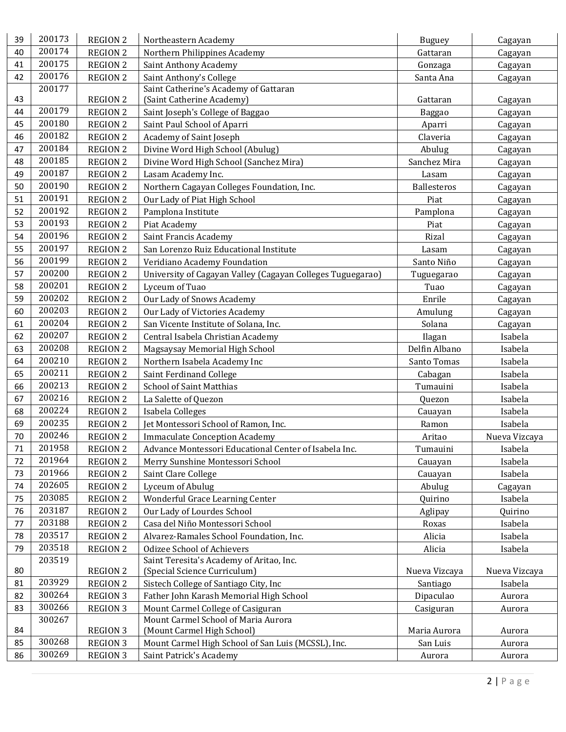| 39 | 200173 | REGION 2 | Northeastern Academy | Buguey | Cagayan |
|---|---|---|---|---|---|
| 40 | 200174 | REGION 2 | Northern Philippines Academy | Gattaran | Cagayan |
| 41 | 200175 | REGION 2 | Saint Anthony Academy | Gonzaga | Cagayan |
| 42 | 200176 | REGION 2 | Saint Anthony's College | Santa Ana | Cagayan |
| 43 | 200177 | REGION 2 | Saint Catherine's Academy of Gattaran (Saint Catherine Academy) | Gattaran | Cagayan |
| 44 | 200179 | REGION 2 | Saint Joseph's College of Baggao | Baggao | Cagayan |
| 45 | 200180 | REGION 2 | Saint Paul School of Aparri | Aparri | Cagayan |
| 46 | 200182 | REGION 2 | Academy of Saint Joseph | Claveria | Cagayan |
| 47 | 200184 | REGION 2 | Divine Word High School (Abulug) | Abulug | Cagayan |
| 48 | 200185 | REGION 2 | Divine Word High School (Sanchez Mira) | Sanchez Mira | Cagayan |
| 49 | 200187 | REGION 2 | Lasam Academy Inc. | Lasam | Cagayan |
| 50 | 200190 | REGION 2 | Northern Cagayan Colleges Foundation, Inc. | Ballesteros | Cagayan |
| 51 | 200191 | REGION 2 | Our Lady of Piat High School | Piat | Cagayan |
| 52 | 200192 | REGION 2 | Pamplona Institute | Pamplona | Cagayan |
| 53 | 200193 | REGION 2 | Piat Academy | Piat | Cagayan |
| 54 | 200196 | REGION 2 | Saint Francis Academy | Rizal | Cagayan |
| 55 | 200197 | REGION 2 | San Lorenzo Ruiz Educational Institute | Lasam | Cagayan |
| 56 | 200199 | REGION 2 | Veridiano Academy Foundation | Santo Niño | Cagayan |
| 57 | 200200 | REGION 2 | University of Cagayan Valley (Cagayan Colleges Tuguegarao) | Tuguegarao | Cagayan |
| 58 | 200201 | REGION 2 | Lyceum of Tuao | Tuao | Cagayan |
| 59 | 200202 | REGION 2 | Our Lady of Snows Academy | Enrile | Cagayan |
| 60 | 200203 | REGION 2 | Our Lady of Victories Academy | Amulung | Cagayan |
| 61 | 200204 | REGION 2 | San Vicente Institute of Solana, Inc. | Solana | Cagayan |
| 62 | 200207 | REGION 2 | Central Isabela Christian Academy | Ilagan | Isabela |
| 63 | 200208 | REGION 2 | Magsaysay Memorial High School | Delfin Albano | Isabela |
| 64 | 200210 | REGION 2 | Northern Isabela Academy Inc | Santo Tomas | Isabela |
| 65 | 200211 | REGION 2 | Saint Ferdinand College | Cabagan | Isabela |
| 66 | 200213 | REGION 2 | School of Saint Matthias | Tumauini | Isabela |
| 67 | 200216 | REGION 2 | La Salette of Quezon | Quezon | Isabela |
| 68 | 200224 | REGION 2 | Isabela Colleges | Cauayan | Isabela |
| 69 | 200235 | REGION 2 | Jet Montessori School of Ramon, Inc. | Ramon | Isabela |
| 70 | 200246 | REGION 2 | Immaculate Conception Academy | Aritao | Nueva Vizcaya |
| 71 | 201958 | REGION 2 | Advance Montessori Educational Center of Isabela Inc. | Tumauini | Isabela |
| 72 | 201964 | REGION 2 | Merry Sunshine Montessori School | Cauayan | Isabela |
| 73 | 201966 | REGION 2 | Saint Clare College | Cauayan | Isabela |
| 74 | 202605 | REGION 2 | Lyceum of Abulug | Abulug | Cagayan |
| 75 | 203085 | REGION 2 | Wonderful Grace Learning Center | Quirino | Isabela |
| 76 | 203187 | REGION 2 | Our Lady of Lourdes School | Aglipay | Quirino |
| 77 | 203188 | REGION 2 | Casa del Niño Montessori School | Roxas | Isabela |
| 78 | 203517 | REGION 2 | Alvarez-Ramales School Foundation, Inc. | Alicia | Isabela |
| 79 | 203518 | REGION 2 | Odizee School of Achievers | Alicia | Isabela |
| 80 | 203519 | REGION 2 | Saint Teresita's Academy of Aritao, Inc. (Special Science Curriculum) | Nueva Vizcaya | Nueva Vizcaya |
| 81 | 203929 | REGION 2 | Sistech College of Santiago City, Inc | Santiago | Isabela |
| 82 | 300264 | REGION 3 | Father John Karash Memorial High School | Dipaculao | Aurora |
| 83 | 300266 | REGION 3 | Mount Carmel College of Casiguran | Casiguran | Aurora |
| 84 | 300267 | REGION 3 | Mount Carmel School of Maria Aurora (Mount Carmel High School) | Maria Aurora | Aurora |
| 85 | 300268 | REGION 3 | Mount Carmel High School of San Luis (MCSSL), Inc. | San Luis | Aurora |
| 86 | 300269 | REGION 3 | Saint Patrick's Academy | Aurora | Aurora |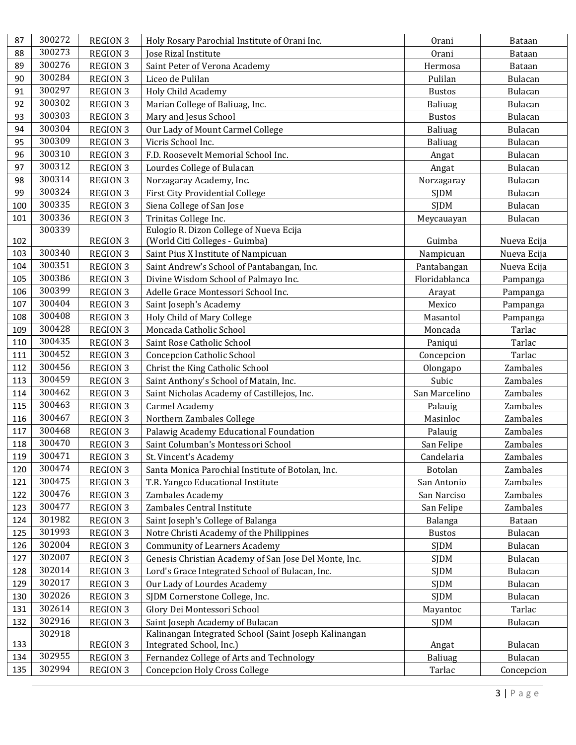| 87 | 300272 | REGION 3 | Holy Rosary Parochial Institute of Orani Inc. | Orani | Bataan |
|---|---|---|---|---|---|
| 88 | 300273 | REGION 3 | Jose Rizal Institute | Orani | Bataan |
| 89 | 300276 | REGION 3 | Saint Peter of Verona Academy | Hermosa | Bataan |
| 90 | 300284 | REGION 3 | Liceo de Pulilan | Pulilan | Bulacan |
| 91 | 300297 | REGION 3 | Holy Child Academy | Bustos | Bulacan |
| 92 | 300302 | REGION 3 | Marian College of Baliuag, Inc. | Baliuag | Bulacan |
| 93 | 300303 | REGION 3 | Mary and Jesus School | Bustos | Bulacan |
| 94 | 300304 | REGION 3 | Our Lady of Mount Carmel College | Baliuag | Bulacan |
| 95 | 300309 | REGION 3 | Vicris School Inc. | Baliuag | Bulacan |
| 96 | 300310 | REGION 3 | F.D. Roosevelt Memorial School Inc. | Angat | Bulacan |
| 97 | 300312 | REGION 3 | Lourdes College of Bulacan | Angat | Bulacan |
| 98 | 300314 | REGION 3 | Norzagaray Academy, Inc. | Norzagaray | Bulacan |
| 99 | 300324 | REGION 3 | First City Providential College | SJDM | Bulacan |
| 100 | 300335 | REGION 3 | Siena College of San Jose | SJDM | Bulacan |
| 101 | 300336 | REGION 3 | Trinitas College Inc. | Meycauayan | Bulacan |
| 102 | 300339 | REGION 3 | Eulogio R. Dizon College of Nueva Ecija (World Citi Colleges - Guimba) | Guimba | Nueva Ecija |
| 103 | 300340 | REGION 3 | Saint Pius X Institute of Nampicuan | Nampicuan | Nueva Ecija |
| 104 | 300351 | REGION 3 | Saint Andrew's School of Pantabangan, Inc. | Pantabangan | Nueva Ecija |
| 105 | 300386 | REGION 3 | Divine Wisdom School of Palmayo Inc. | Floridablanca | Pampanga |
| 106 | 300399 | REGION 3 | Adelle Grace Montessori School Inc. | Arayat | Pampanga |
| 107 | 300404 | REGION 3 | Saint Joseph's Academy | Mexico | Pampanga |
| 108 | 300408 | REGION 3 | Holy Child of Mary College | Masantol | Pampanga |
| 109 | 300428 | REGION 3 | Moncada Catholic School | Moncada | Tarlac |
| 110 | 300435 | REGION 3 | Saint Rose Catholic School | Paniqui | Tarlac |
| 111 | 300452 | REGION 3 | Concepcion Catholic School | Concepcion | Tarlac |
| 112 | 300456 | REGION 3 | Christ the King Catholic School | Olongapo | Zambales |
| 113 | 300459 | REGION 3 | Saint Anthony's School of Matain, Inc. | Subic | Zambales |
| 114 | 300462 | REGION 3 | Saint Nicholas Academy of Castillejos, Inc. | San Marcelino | Zambales |
| 115 | 300463 | REGION 3 | Carmel Academy | Palauig | Zambales |
| 116 | 300467 | REGION 3 | Northern Zambales College | Masinloc | Zambales |
| 117 | 300468 | REGION 3 | Palawig Academy Educational Foundation | Palauig | Zambales |
| 118 | 300470 | REGION 3 | Saint Columban's Montessori School | San Felipe | Zambales |
| 119 | 300471 | REGION 3 | St. Vincent's Academy | Candelaria | Zambales |
| 120 | 300474 | REGION 3 | Santa Monica Parochial Institute of Botolan, Inc. | Botolan | Zambales |
| 121 | 300475 | REGION 3 | T.R. Yangco Educational Institute | San Antonio | Zambales |
| 122 | 300476 | REGION 3 | Zambales Academy | San Narciso | Zambales |
| 123 | 300477 | REGION 3 | Zambales Central Institute | San Felipe | Zambales |
| 124 | 301982 | REGION 3 | Saint Joseph's College of Balanga | Balanga | Bataan |
| 125 | 301993 | REGION 3 | Notre Christi Academy of the Philippines | Bustos | Bulacan |
| 126 | 302004 | REGION 3 | Community of Learners Academy | SJDM | Bulacan |
| 127 | 302007 | REGION 3 | Genesis Christian Academy of San Jose Del Monte, Inc. | SJDM | Bulacan |
| 128 | 302014 | REGION 3 | Lord's Grace Integrated School of Bulacan, Inc. | SJDM | Bulacan |
| 129 | 302017 | REGION 3 | Our Lady of Lourdes Academy | SJDM | Bulacan |
| 130 | 302026 | REGION 3 | SJDM Cornerstone College, Inc. | SJDM | Bulacan |
| 131 | 302614 | REGION 3 | Glory Dei Montessori School | Mayantoc | Tarlac |
| 132 | 302916 | REGION 3 | Saint Joseph Academy of Bulacan | SJDM | Bulacan |
| 133 | 302918 | REGION 3 | Kalinangan Integrated School (Saint Joseph Kalinangan Integrated School, Inc.) | Angat | Bulacan |
| 134 | 302955 | REGION 3 | Fernandez College of Arts and Technology | Baliuag | Bulacan |
| 135 | 302994 | REGION 3 | Concepcion Holy Cross College | Tarlac | Concepcion |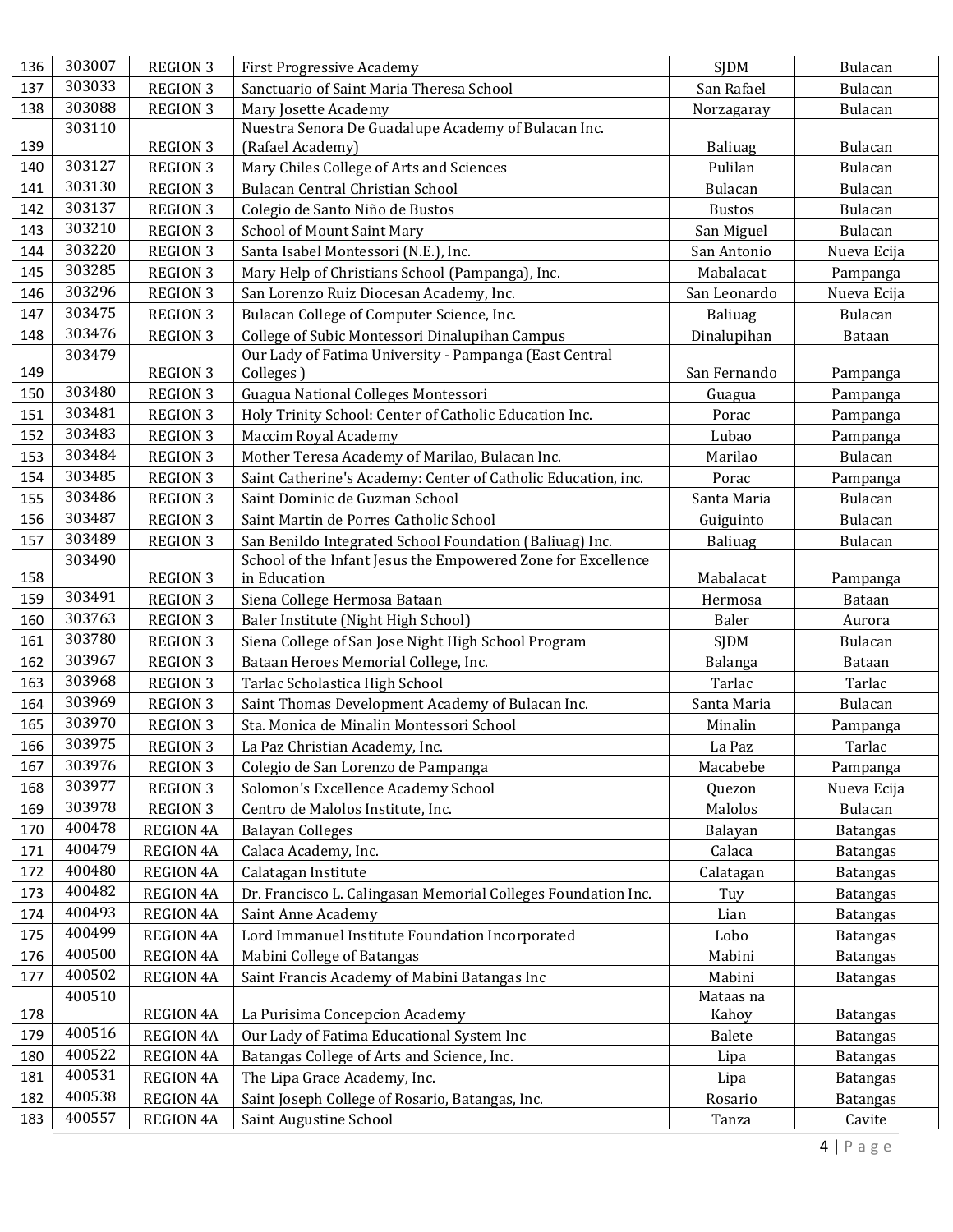| 136 | 303007 | REGION 3 | First Progressive Academy | SJDM | Bulacan |
|---|---|---|---|---|---|
| 137 | 303033 | REGION 3 | Sanctuario of Saint Maria Theresa School | San Rafael | Bulacan |
| 138 | 303088 | REGION 3 | Mary Josette Academy | Norzagaray | Bulacan |
| 139 | 303110 | REGION 3 | Nuestra Senora De Guadalupe Academy of Bulacan Inc. (Rafael Academy) | Baliuag | Bulacan |
| 140 | 303127 | REGION 3 | Mary Chiles College of Arts and Sciences | Pulilan | Bulacan |
| 141 | 303130 | REGION 3 | Bulacan Central Christian School | Bulacan | Bulacan |
| 142 | 303137 | REGION 3 | Colegio de Santo Niño de Bustos | Bustos | Bulacan |
| 143 | 303210 | REGION 3 | School of Mount Saint Mary | San Miguel | Bulacan |
| 144 | 303220 | REGION 3 | Santa Isabel Montessori (N.E.), Inc. | San Antonio | Nueva Ecija |
| 145 | 303285 | REGION 3 | Mary Help of Christians School (Pampanga), Inc. | Mabalacat | Pampanga |
| 146 | 303296 | REGION 3 | San Lorenzo Ruiz Diocesan Academy, Inc. | San Leonardo | Nueva Ecija |
| 147 | 303475 | REGION 3 | Bulacan College of Computer Science, Inc. | Baliuag | Bulacan |
| 148 | 303476 | REGION 3 | College of Subic Montessori Dinalupihan Campus | Dinalupihan | Bataan |
| 149 | 303479 | REGION 3 | Our Lady of Fatima University - Pampanga (East Central Colleges ) | San Fernando | Pampanga |
| 150 | 303480 | REGION 3 | Guagua National Colleges Montessori | Guagua | Pampanga |
| 151 | 303481 | REGION 3 | Holy Trinity School: Center of Catholic Education Inc. | Porac | Pampanga |
| 152 | 303483 | REGION 3 | Maccim Royal Academy | Lubao | Pampanga |
| 153 | 303484 | REGION 3 | Mother Teresa Academy of Marilao, Bulacan Inc. | Marilao | Bulacan |
| 154 | 303485 | REGION 3 | Saint Catherine's Academy: Center of Catholic Education, inc. | Porac | Pampanga |
| 155 | 303486 | REGION 3 | Saint Dominic de Guzman School | Santa Maria | Bulacan |
| 156 | 303487 | REGION 3 | Saint Martin de Porres Catholic School | Guiguinto | Bulacan |
| 157 | 303489 | REGION 3 | San Benildo Integrated School Foundation (Baliuag) Inc. | Baliuag | Bulacan |
| 158 | 303490 | REGION 3 | School of the Infant Jesus the Empowered Zone for Excellence in Education | Mabalacat | Pampanga |
| 159 | 303491 | REGION 3 | Siena College Hermosa Bataan | Hermosa | Bataan |
| 160 | 303763 | REGION 3 | Baler Institute (Night High School) | Baler | Aurora |
| 161 | 303780 | REGION 3 | Siena College of San Jose Night High School Program | SJDM | Bulacan |
| 162 | 303967 | REGION 3 | Bataan Heroes Memorial College, Inc. | Balanga | Bataan |
| 163 | 303968 | REGION 3 | Tarlac Scholastica High School | Tarlac | Tarlac |
| 164 | 303969 | REGION 3 | Saint Thomas Development Academy of Bulacan Inc. | Santa Maria | Bulacan |
| 165 | 303970 | REGION 3 | Sta. Monica de Minalin Montessori School | Minalin | Pampanga |
| 166 | 303975 | REGION 3 | La Paz Christian Academy, Inc. | La Paz | Tarlac |
| 167 | 303976 | REGION 3 | Colegio de San Lorenzo de Pampanga | Macabebe | Pampanga |
| 168 | 303977 | REGION 3 | Solomon's Excellence Academy School | Quezon | Nueva Ecija |
| 169 | 303978 | REGION 3 | Centro de Malolos Institute, Inc. | Malolos | Bulacan |
| 170 | 400478 | REGION 4A | Balayan Colleges | Balayan | Batangas |
| 171 | 400479 | REGION 4A | Calaca Academy, Inc. | Calaca | Batangas |
| 172 | 400480 | REGION 4A | Calatagan Institute | Calatagan | Batangas |
| 173 | 400482 | REGION 4A | Dr. Francisco L. Calingasan Memorial Colleges Foundation Inc. | Tuy | Batangas |
| 174 | 400493 | REGION 4A | Saint Anne Academy | Lian | Batangas |
| 175 | 400499 | REGION 4A | Lord Immanuel Institute Foundation Incorporated | Lobo | Batangas |
| 176 | 400500 | REGION 4A | Mabini College of Batangas | Mabini | Batangas |
| 177 | 400502 | REGION 4A | Saint Francis Academy of Mabini Batangas Inc | Mabini | Batangas |
| 178 | 400510 | REGION 4A | La Purisima Concepcion Academy | Mataas na Kahoy | Batangas |
| 179 | 400516 | REGION 4A | Our Lady of Fatima Educational System Inc | Balete | Batangas |
| 180 | 400522 | REGION 4A | Batangas College of Arts and Science, Inc. | Lipa | Batangas |
| 181 | 400531 | REGION 4A | The Lipa Grace Academy, Inc. | Lipa | Batangas |
| 182 | 400538 | REGION 4A | Saint Joseph College of Rosario, Batangas, Inc. | Rosario | Batangas |
| 183 | 400557 | REGION 4A | Saint Augustine School | Tanza | Cavite |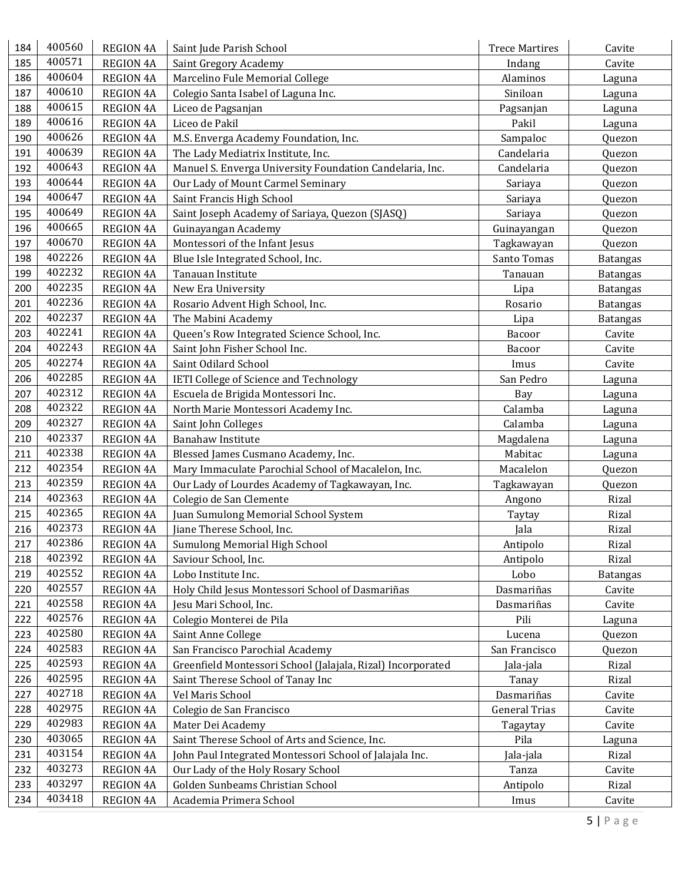| | | | | | |
|---|---|---|---|---|---|
| 184 | 400560 | REGION 4A | Saint Jude Parish School | Trece Martires | Cavite |
| 185 | 400571 | REGION 4A | Saint Gregory Academy | Indang | Cavite |
| 186 | 400604 | REGION 4A | Marcelino Fule Memorial College | Alaminos | Laguna |
| 187 | 400610 | REGION 4A | Colegio Santa Isabel of Laguna Inc. | Siniloan | Laguna |
| 188 | 400615 | REGION 4A | Liceo de Pagsanjan | Pagsanjan | Laguna |
| 189 | 400616 | REGION 4A | Liceo de Pakil | Pakil | Laguna |
| 190 | 400626 | REGION 4A | M.S. Enverga Academy Foundation, Inc. | Sampaloc | Quezon |
| 191 | 400639 | REGION 4A | The Lady Mediatrix Institute, Inc. | Candelaria | Quezon |
| 192 | 400643 | REGION 4A | Manuel S. Enverga University Foundation Candelaria, Inc. | Candelaria | Quezon |
| 193 | 400644 | REGION 4A | Our Lady of Mount Carmel Seminary | Sariaya | Quezon |
| 194 | 400647 | REGION 4A | Saint Francis High School | Sariaya | Quezon |
| 195 | 400649 | REGION 4A | Saint Joseph Academy of Sariaya, Quezon (SJASQ) | Sariaya | Quezon |
| 196 | 400665 | REGION 4A | Guinayangan Academy | Guinayangan | Quezon |
| 197 | 400670 | REGION 4A | Montessori of the Infant Jesus | Tagkawayan | Quezon |
| 198 | 402226 | REGION 4A | Blue Isle Integrated School, Inc. | Santo Tomas | Batangas |
| 199 | 402232 | REGION 4A | Tanauan Institute | Tanauan | Batangas |
| 200 | 402235 | REGION 4A | New Era University | Lipa | Batangas |
| 201 | 402236 | REGION 4A | Rosario Advent High School, Inc. | Rosario | Batangas |
| 202 | 402237 | REGION 4A | The Mabini Academy | Lipa | Batangas |
| 203 | 402241 | REGION 4A | Queen's Row Integrated Science School, Inc. | Bacoor | Cavite |
| 204 | 402243 | REGION 4A | Saint John Fisher School Inc. | Bacoor | Cavite |
| 205 | 402274 | REGION 4A | Saint Odilard School | Imus | Cavite |
| 206 | 402285 | REGION 4A | IETI College of Science and Technology | San Pedro | Laguna |
| 207 | 402312 | REGION 4A | Escuela de Brigida Montessori Inc. | Bay | Laguna |
| 208 | 402322 | REGION 4A | North Marie Montessori Academy Inc. | Calamba | Laguna |
| 209 | 402327 | REGION 4A | Saint John Colleges | Calamba | Laguna |
| 210 | 402337 | REGION 4A | Banahaw Institute | Magdalena | Laguna |
| 211 | 402338 | REGION 4A | Blessed James Cusmano Academy, Inc. | Mabitac | Laguna |
| 212 | 402354 | REGION 4A | Mary Immaculate Parochial School of Macalelon, Inc. | Macalelon | Quezon |
| 213 | 402359 | REGION 4A | Our Lady of Lourdes Academy of Tagkawayan, Inc. | Tagkawayan | Quezon |
| 214 | 402363 | REGION 4A | Colegio de San Clemente | Angono | Rizal |
| 215 | 402365 | REGION 4A | Juan Sumulong Memorial School System | Taytay | Rizal |
| 216 | 402373 | REGION 4A | Jiane Therese School, Inc. | Jala | Rizal |
| 217 | 402386 | REGION 4A | Sumulong Memorial High School | Antipolo | Rizal |
| 218 | 402392 | REGION 4A | Saviour School, Inc. | Antipolo | Rizal |
| 219 | 402552 | REGION 4A | Lobo Institute Inc. | Lobo | Batangas |
| 220 | 402557 | REGION 4A | Holy Child Jesus Montessori School of Dasmariñas | Dasmariñas | Cavite |
| 221 | 402558 | REGION 4A | Jesu Mari School, Inc. | Dasmariñas | Cavite |
| 222 | 402576 | REGION 4A | Colegio Monterei de Pila | Pili | Laguna |
| 223 | 402580 | REGION 4A | Saint Anne College | Lucena | Quezon |
| 224 | 402583 | REGION 4A | San Francisco Parochial Academy | San Francisco | Quezon |
| 225 | 402593 | REGION 4A | Greenfield Montessori School (Jalajala, Rizal) Incorporated | Jala-jala | Rizal |
| 226 | 402595 | REGION 4A | Saint Therese School of Tanay Inc | Tanay | Rizal |
| 227 | 402718 | REGION 4A | Vel Maris School | Dasmariñas | Cavite |
| 228 | 402975 | REGION 4A | Colegio de San Francisco | General Trias | Cavite |
| 229 | 402983 | REGION 4A | Mater Dei Academy | Tagaytay | Cavite |
| 230 | 403065 | REGION 4A | Saint Therese School of Arts and Science, Inc. | Pila | Laguna |
| 231 | 403154 | REGION 4A | John Paul Integrated Montessori School of Jalajala Inc. | Jala-jala | Rizal |
| 232 | 403273 | REGION 4A | Our Lady of the Holy Rosary School | Tanza | Cavite |
| 233 | 403297 | REGION 4A | Golden Sunbeams Christian School | Antipolo | Rizal |
| 234 | 403418 | REGION 4A | Academia Primera School | Imus | Cavite |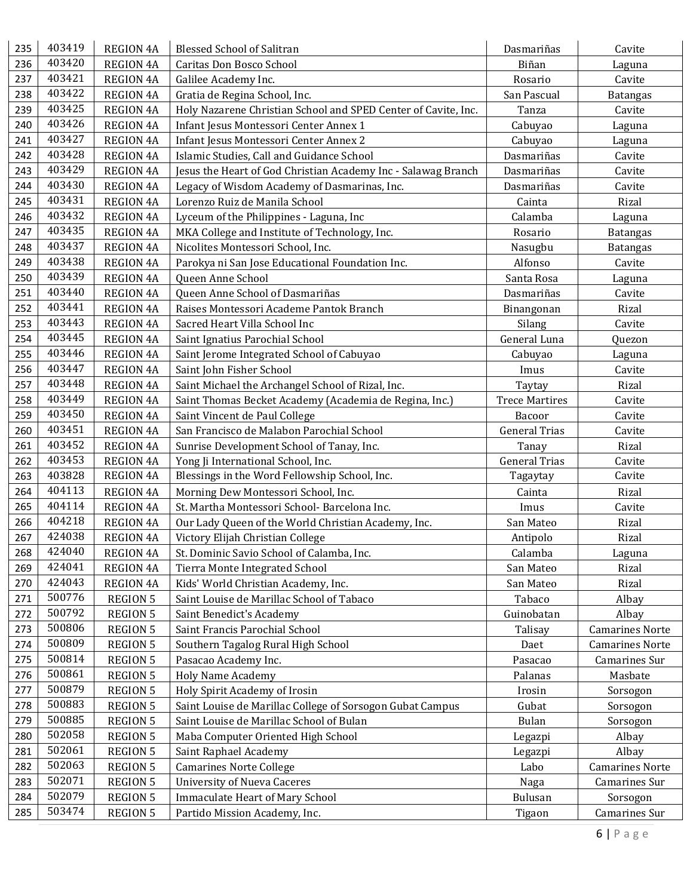| 235 | 403419 | REGION 4A | Blessed School of Salitran | Dasmariñas | Cavite |
|---|---|---|---|---|---|
| 236 | 403420 | REGION 4A | Caritas Don Bosco School | Biñan | Laguna |
| 237 | 403421 | REGION 4A | Galilee Academy Inc. | Rosario | Cavite |
| 238 | 403422 | REGION 4A | Gratia de Regina School, Inc. | San Pascual | Batangas |
| 239 | 403425 | REGION 4A | Holy Nazarene Christian School and SPED Center of Cavite, Inc. | Tanza | Cavite |
| 240 | 403426 | REGION 4A | Infant Jesus Montessori Center Annex 1 | Cabuyao | Laguna |
| 241 | 403427 | REGION 4A | Infant Jesus Montessori Center Annex 2 | Cabuyao | Laguna |
| 242 | 403428 | REGION 4A | Islamic Studies, Call and Guidance School | Dasmariñas | Cavite |
| 243 | 403429 | REGION 4A | Jesus the Heart of God Christian Academy Inc - Salawag Branch | Dasmariñas | Cavite |
| 244 | 403430 | REGION 4A | Legacy of Wisdom Academy of Dasmarinas, Inc. | Dasmariñas | Cavite |
| 245 | 403431 | REGION 4A | Lorenzo Ruiz de Manila School | Cainta | Rizal |
| 246 | 403432 | REGION 4A | Lyceum of the Philippines - Laguna, Inc | Calamba | Laguna |
| 247 | 403435 | REGION 4A | MKA College and Institute of Technology, Inc. | Rosario | Batangas |
| 248 | 403437 | REGION 4A | Nicolites Montessori School, Inc. | Nasugbu | Batangas |
| 249 | 403438 | REGION 4A | Parokya ni San Jose Educational Foundation Inc. | Alfonso | Cavite |
| 250 | 403439 | REGION 4A | Queen Anne School | Santa Rosa | Laguna |
| 251 | 403440 | REGION 4A | Queen Anne School of Dasmariñas | Dasmariñas | Cavite |
| 252 | 403441 | REGION 4A | Raises Montessori Academe Pantok Branch | Binangonan | Rizal |
| 253 | 403443 | REGION 4A | Sacred Heart Villa School Inc | Silang | Cavite |
| 254 | 403445 | REGION 4A | Saint Ignatius Parochial School | General Luna | Quezon |
| 255 | 403446 | REGION 4A | Saint Jerome Integrated School of Cabuyao | Cabuyao | Laguna |
| 256 | 403447 | REGION 4A | Saint John Fisher School | Imus | Cavite |
| 257 | 403448 | REGION 4A | Saint Michael the Archangel School of Rizal, Inc. | Taytay | Rizal |
| 258 | 403449 | REGION 4A | Saint Thomas Becket Academy (Academia de Regina, Inc.) | Trece Martires | Cavite |
| 259 | 403450 | REGION 4A | Saint Vincent de Paul College | Bacoor | Cavite |
| 260 | 403451 | REGION 4A | San Francisco de Malabon Parochial School | General Trias | Cavite |
| 261 | 403452 | REGION 4A | Sunrise Development School of Tanay, Inc. | Tanay | Rizal |
| 262 | 403453 | REGION 4A | Yong Ji International School, Inc. | General Trias | Cavite |
| 263 | 403828 | REGION 4A | Blessings in the Word Fellowship School, Inc. | Tagaytay | Cavite |
| 264 | 404113 | REGION 4A | Morning Dew Montessori School, Inc. | Cainta | Rizal |
| 265 | 404114 | REGION 4A | St. Martha Montessori School- Barcelona Inc. | Imus | Cavite |
| 266 | 404218 | REGION 4A | Our Lady Queen of the World Christian Academy, Inc. | San Mateo | Rizal |
| 267 | 424038 | REGION 4A | Victory Elijah Christian College | Antipolo | Rizal |
| 268 | 424040 | REGION 4A | St. Dominic Savio School of Calamba, Inc. | Calamba | Laguna |
| 269 | 424041 | REGION 4A | Tierra Monte Integrated School | San Mateo | Rizal |
| 270 | 424043 | REGION 4A | Kids' World Christian Academy, Inc. | San Mateo | Rizal |
| 271 | 500776 | REGION 5 | Saint Louise de Marillac School of Tabaco | Tabaco | Albay |
| 272 | 500792 | REGION 5 | Saint Benedict's Academy | Guinobatan | Albay |
| 273 | 500806 | REGION 5 | Saint Francis Parochial School | Talisay | Camarines Norte |
| 274 | 500809 | REGION 5 | Southern Tagalog Rural High School | Daet | Camarines Norte |
| 275 | 500814 | REGION 5 | Pasacao Academy Inc. | Pasacao | Camarines Sur |
| 276 | 500861 | REGION 5 | Holy Name Academy | Palanas | Masbate |
| 277 | 500879 | REGION 5 | Holy Spirit Academy of Irosin | Irosin | Sorsogon |
| 278 | 500883 | REGION 5 | Saint Louise de Marillac College of Sorsogon Gubat Campus | Gubat | Sorsogon |
| 279 | 500885 | REGION 5 | Saint Louise de Marillac School of Bulan | Bulan | Sorsogon |
| 280 | 502058 | REGION 5 | Maba Computer Oriented High School | Legazpi | Albay |
| 281 | 502061 | REGION 5 | Saint Raphael Academy | Legazpi | Albay |
| 282 | 502063 | REGION 5 | Camarines Norte College | Labo | Camarines Norte |
| 283 | 502071 | REGION 5 | University of Nueva Caceres | Naga | Camarines Sur |
| 284 | 502079 | REGION 5 | Immaculate Heart of Mary School | Bulusan | Sorsogon |
| 285 | 503474 | REGION 5 | Partido Mission Academy, Inc. | Tigaon | Camarines Sur |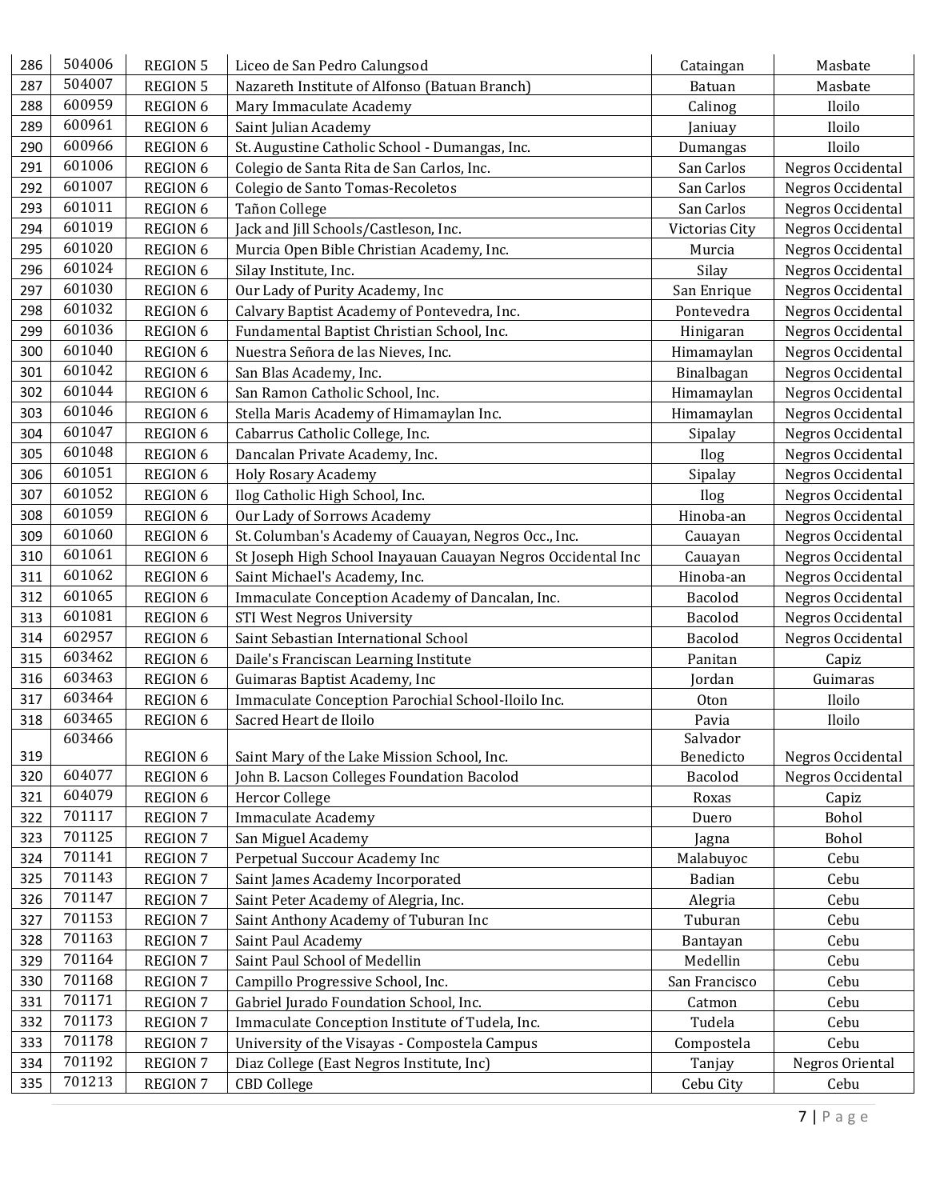| 286 | 504006 | REGION 5 | Liceo de San Pedro Calungsod | Cataingan | Masbate |
|---|---|---|---|---|---|
| 287 | 504007 | REGION 5 | Nazareth Institute of Alfonso (Batuan Branch) | Batuan | Masbate |
| 288 | 600959 | REGION 6 | Mary Immaculate Academy | Calinog | Iloilo |
| 289 | 600961 | REGION 6 | Saint Julian Academy | Janiuay | Iloilo |
| 290 | 600966 | REGION 6 | St. Augustine Catholic School - Dumangas, Inc. | Dumangas | Iloilo |
| 291 | 601006 | REGION 6 | Colegio de Santa Rita de San Carlos, Inc. | San Carlos | Negros Occidental |
| 292 | 601007 | REGION 6 | Colegio de Santo Tomas-Recoletos | San Carlos | Negros Occidental |
| 293 | 601011 | REGION 6 | Tañon College | San Carlos | Negros Occidental |
| 294 | 601019 | REGION 6 | Jack and Jill Schools/Castleson, Inc. | Victorias City | Negros Occidental |
| 295 | 601020 | REGION 6 | Murcia Open Bible Christian Academy, Inc. | Murcia | Negros Occidental |
| 296 | 601024 | REGION 6 | Silay Institute, Inc. | Silay | Negros Occidental |
| 297 | 601030 | REGION 6 | Our Lady of Purity Academy, Inc | San Enrique | Negros Occidental |
| 298 | 601032 | REGION 6 | Calvary Baptist Academy of Pontevedra, Inc. | Pontevedra | Negros Occidental |
| 299 | 601036 | REGION 6 | Fundamental Baptist Christian School, Inc. | Hinigaran | Negros Occidental |
| 300 | 601040 | REGION 6 | Nuestra Señora de las Nieves, Inc. | Himamaylan | Negros Occidental |
| 301 | 601042 | REGION 6 | San Blas Academy, Inc. | Binalbagan | Negros Occidental |
| 302 | 601044 | REGION 6 | San Ramon Catholic School, Inc. | Himamaylan | Negros Occidental |
| 303 | 601046 | REGION 6 | Stella Maris Academy of Himamaylan Inc. | Himamaylan | Negros Occidental |
| 304 | 601047 | REGION 6 | Cabarrus Catholic College, Inc. | Sipalay | Negros Occidental |
| 305 | 601048 | REGION 6 | Dancalan Private Academy, Inc. | Ilog | Negros Occidental |
| 306 | 601051 | REGION 6 | Holy Rosary Academy | Sipalay | Negros Occidental |
| 307 | 601052 | REGION 6 | Ilog Catholic High School, Inc. | Ilog | Negros Occidental |
| 308 | 601059 | REGION 6 | Our Lady of Sorrows Academy | Hinoba-an | Negros Occidental |
| 309 | 601060 | REGION 6 | St. Columban's Academy of Cauayan, Negros Occ., Inc. | Cauayan | Negros Occidental |
| 310 | 601061 | REGION 6 | St Joseph High School Inayauan Cauayan Negros Occidental Inc | Cauayan | Negros Occidental |
| 311 | 601062 | REGION 6 | Saint Michael's Academy, Inc. | Hinoba-an | Negros Occidental |
| 312 | 601065 | REGION 6 | Immaculate Conception Academy of Dancalan, Inc. | Bacolod | Negros Occidental |
| 313 | 601081 | REGION 6 | STI West Negros University | Bacolod | Negros Occidental |
| 314 | 602957 | REGION 6 | Saint Sebastian International School | Bacolod | Negros Occidental |
| 315 | 603462 | REGION 6 | Daile's Franciscan Learning Institute | Panitan | Capiz |
| 316 | 603463 | REGION 6 | Guimaras Baptist Academy, Inc | Jordan | Guimaras |
| 317 | 603464 | REGION 6 | Immaculate Conception Parochial School-Iloilo Inc. | Oton | Iloilo |
| 318 | 603465 | REGION 6 | Sacred Heart de Iloilo | Pavia | Iloilo |
| 319 | 603466 | REGION 6 | Saint Mary of the Lake Mission School, Inc. | Salvador Benedicto | Negros Occidental |
| 320 | 604077 | REGION 6 | John B. Lacson Colleges Foundation Bacolod | Bacolod | Negros Occidental |
| 321 | 604079 | REGION 6 | Hercor College | Roxas | Capiz |
| 322 | 701117 | REGION 7 | Immaculate Academy | Duero | Bohol |
| 323 | 701125 | REGION 7 | San Miguel Academy | Jagna | Bohol |
| 324 | 701141 | REGION 7 | Perpetual Succour Academy Inc | Malabuyoc | Cebu |
| 325 | 701143 | REGION 7 | Saint James Academy Incorporated | Badian | Cebu |
| 326 | 701147 | REGION 7 | Saint Peter Academy of Alegria, Inc. | Alegria | Cebu |
| 327 | 701153 | REGION 7 | Saint Anthony Academy of Tuburan Inc | Tuburan | Cebu |
| 328 | 701163 | REGION 7 | Saint Paul Academy | Bantayan | Cebu |
| 329 | 701164 | REGION 7 | Saint Paul School of Medellin | Medellin | Cebu |
| 330 | 701168 | REGION 7 | Campillo Progressive School, Inc. | San Francisco | Cebu |
| 331 | 701171 | REGION 7 | Gabriel Jurado Foundation School, Inc. | Catmon | Cebu |
| 332 | 701173 | REGION 7 | Immaculate Conception Institute of Tudela, Inc. | Tudela | Cebu |
| 333 | 701178 | REGION 7 | University of the Visayas - Compostela Campus | Compostela | Cebu |
| 334 | 701192 | REGION 7 | Diaz College (East Negros Institute, Inc) | Tanjay | Negros Oriental |
| 335 | 701213 | REGION 7 | CBD College | Cebu City | Cebu |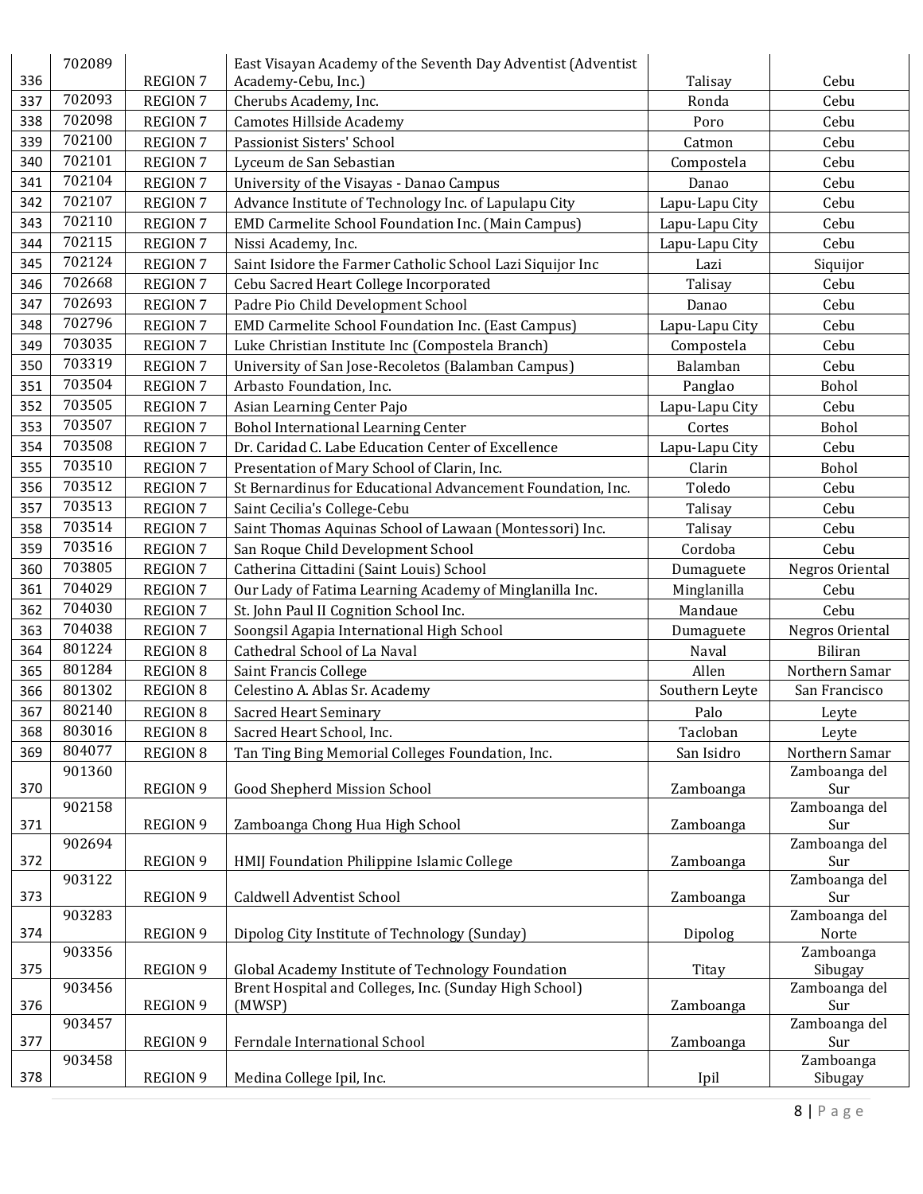| | | | | | |
|---|---|---|---|---|---|
| 336 | 702089 | REGION 7 | East Visayan Academy of the Seventh Day Adventist (Adventist Academy-Cebu, Inc.) | Talisay | Cebu |
| 337 | 702093 | REGION 7 | Cherubs Academy, Inc. | Ronda | Cebu |
| 338 | 702098 | REGION 7 | Camotes Hillside Academy | Poro | Cebu |
| 339 | 702100 | REGION 7 | Passionist Sisters' School | Catmon | Cebu |
| 340 | 702101 | REGION 7 | Lyceum de San Sebastian | Compostela | Cebu |
| 341 | 702104 | REGION 7 | University of the Visayas - Danao Campus | Danao | Cebu |
| 342 | 702107 | REGION 7 | Advance Institute of Technology Inc. of Lapulapu City | Lapu-Lapu City | Cebu |
| 343 | 702110 | REGION 7 | EMD Carmelite School Foundation Inc. (Main Campus) | Lapu-Lapu City | Cebu |
| 344 | 702115 | REGION 7 | Nissi Academy, Inc. | Lapu-Lapu City | Cebu |
| 345 | 702124 | REGION 7 | Saint Isidore the Farmer Catholic School Lazi Siquijor Inc | Lazi | Siquijor |
| 346 | 702668 | REGION 7 | Cebu Sacred Heart College Incorporated | Talisay | Cebu |
| 347 | 702693 | REGION 7 | Padre Pio Child Development School | Danao | Cebu |
| 348 | 702796 | REGION 7 | EMD Carmelite School Foundation Inc. (East Campus) | Lapu-Lapu City | Cebu |
| 349 | 703035 | REGION 7 | Luke Christian Institute Inc (Compostela Branch) | Compostela | Cebu |
| 350 | 703319 | REGION 7 | University of San Jose-Recoletos (Balamban Campus) | Balamban | Cebu |
| 351 | 703504 | REGION 7 | Arbasto Foundation, Inc. | Panglao | Bohol |
| 352 | 703505 | REGION 7 | Asian Learning Center Pajo | Lapu-Lapu City | Cebu |
| 353 | 703507 | REGION 7 | Bohol International Learning Center | Cortes | Bohol |
| 354 | 703508 | REGION 7 | Dr. Caridad C. Labe Education Center of Excellence | Lapu-Lapu City | Cebu |
| 355 | 703510 | REGION 7 | Presentation of Mary School of Clarin, Inc. | Clarin | Bohol |
| 356 | 703512 | REGION 7 | St Bernardinus for Educational Advancement Foundation, Inc. | Toledo | Cebu |
| 357 | 703513 | REGION 7 | Saint Cecilia's College-Cebu | Talisay | Cebu |
| 358 | 703514 | REGION 7 | Saint Thomas Aquinas School of Lawaan (Montessori) Inc. | Talisay | Cebu |
| 359 | 703516 | REGION 7 | San Roque Child Development School | Cordoba | Cebu |
| 360 | 703805 | REGION 7 | Catherina Cittadini (Saint Louis) School | Dumaguete | Negros Oriental |
| 361 | 704029 | REGION 7 | Our Lady of Fatima Learning Academy of Minglanilla Inc. | Minglanilla | Cebu |
| 362 | 704030 | REGION 7 | St. John Paul II Cognition School Inc. | Mandaue | Cebu |
| 363 | 704038 | REGION 7 | Soongsil Agapia International High School | Dumaguete | Negros Oriental |
| 364 | 801224 | REGION 8 | Cathedral School of La Naval | Naval | Biliran |
| 365 | 801284 | REGION 8 | Saint Francis College | Allen | Northern Samar |
| 366 | 801302 | REGION 8 | Celestino A. Ablas Sr. Academy | Southern Leyte | San Francisco |
| 367 | 802140 | REGION 8 | Sacred Heart Seminary | Palo | Leyte |
| 368 | 803016 | REGION 8 | Sacred Heart School, Inc. | Tacloban | Leyte |
| 369 | 804077 | REGION 8 | Tan Ting Bing Memorial Colleges Foundation, Inc. | San Isidro | Northern Samar |
| 370 | 901360 | REGION 9 | Good Shepherd Mission School | Zamboanga | Zamboanga del Sur |
| 371 | 902158 | REGION 9 | Zamboanga Chong Hua High School | Zamboanga | Zamboanga del Sur |
| 372 | 902694 | REGION 9 | HMIJ Foundation Philippine Islamic College | Zamboanga | Zamboanga del Sur |
| 373 | 903122 | REGION 9 | Caldwell Adventist School | Zamboanga | Zamboanga del Sur |
| 374 | 903283 | REGION 9 | Dipolog City Institute of Technology (Sunday) | Dipolog | Zamboanga del Norte |
| 375 | 903356 | REGION 9 | Global Academy Institute of Technology Foundation | Titay | Zamboanga Sibugay |
| 376 | 903456 | REGION 9 | Brent Hospital and Colleges, Inc. (Sunday High School) (MWSP) | Zamboanga | Zamboanga del Sur |
| 377 | 903457 | REGION 9 | Ferndale International School | Zamboanga | Zamboanga del Sur |
| 378 | 903458 | REGION 9 | Medina College Ipil, Inc. | Ipil | Zamboanga Sibugay |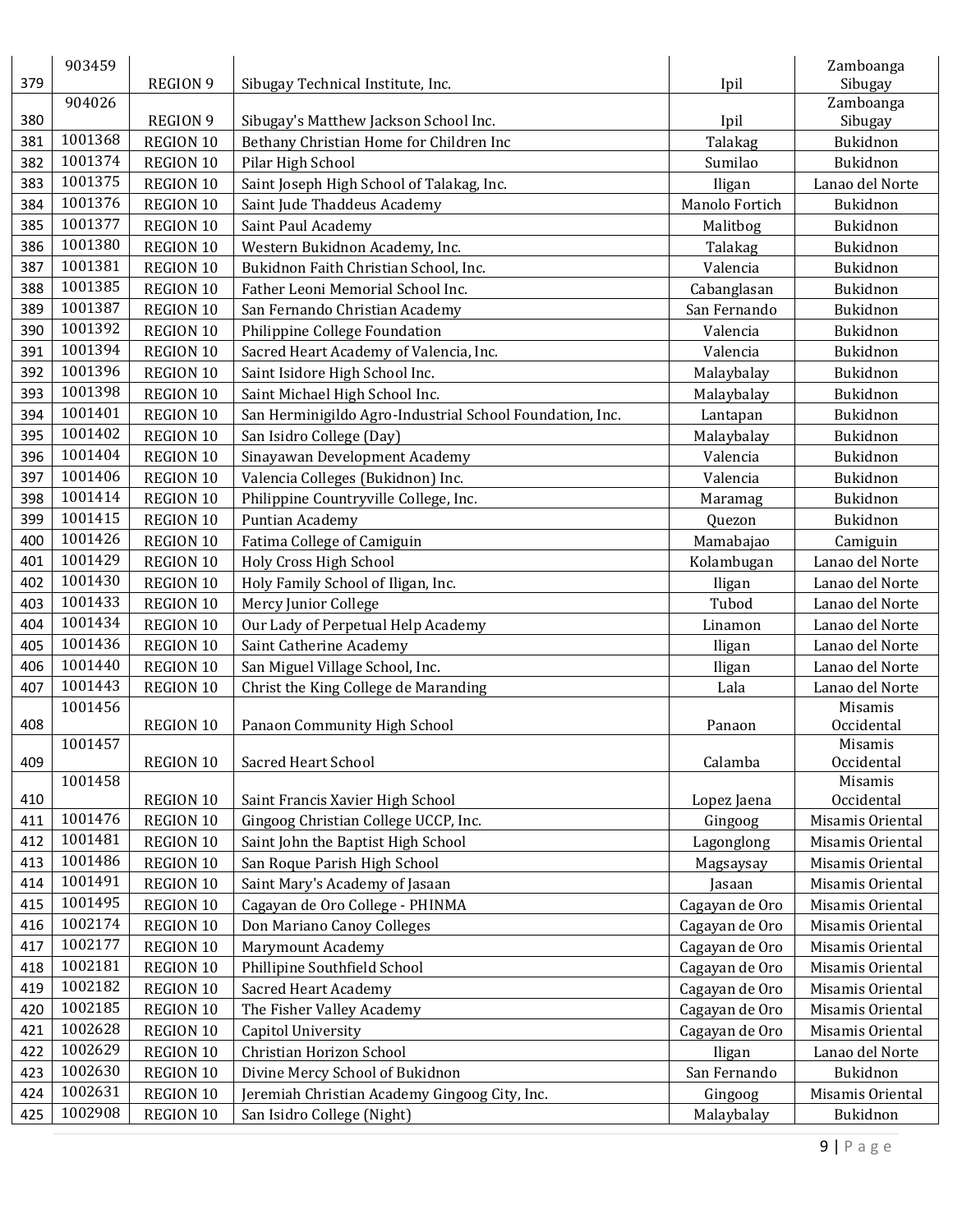| 379 | 903459 | REGION 9 | Sibugay Technical Institute, Inc. | Ipil | Zamboanga Sibugay |
|---|---|---|---|---|---|
| 380 | 904026 | REGION 9 | Sibugay's Matthew Jackson School Inc. | Ipil | Zamboanga Sibugay |
| 381 | 1001368 | REGION 10 | Bethany Christian Home for Children Inc | Talakag | Bukidnon |
| 382 | 1001374 | REGION 10 | Pilar High School | Sumilao | Bukidnon |
| 383 | 1001375 | REGION 10 | Saint Joseph High School of Talakag, Inc. | Iligan | Lanao del Norte |
| 384 | 1001376 | REGION 10 | Saint Jude Thaddeus Academy | Manolo Fortich | Bukidnon |
| 385 | 1001377 | REGION 10 | Saint Paul Academy | Malitbog | Bukidnon |
| 386 | 1001380 | REGION 10 | Western Bukidnon Academy, Inc. | Talakag | Bukidnon |
| 387 | 1001381 | REGION 10 | Bukidnon Faith Christian School, Inc. | Valencia | Bukidnon |
| 388 | 1001385 | REGION 10 | Father Leoni Memorial School Inc. | Cabanglasan | Bukidnon |
| 389 | 1001387 | REGION 10 | San Fernando Christian Academy | San Fernando | Bukidnon |
| 390 | 1001392 | REGION 10 | Philippine College Foundation | Valencia | Bukidnon |
| 391 | 1001394 | REGION 10 | Sacred Heart Academy of Valencia, Inc. | Valencia | Bukidnon |
| 392 | 1001396 | REGION 10 | Saint Isidore High School Inc. | Malaybalay | Bukidnon |
| 393 | 1001398 | REGION 10 | Saint Michael High School Inc. | Malaybalay | Bukidnon |
| 394 | 1001401 | REGION 10 | San Herminigildo Agro-Industrial School Foundation, Inc. | Lantapan | Bukidnon |
| 395 | 1001402 | REGION 10 | San Isidro College (Day) | Malaybalay | Bukidnon |
| 396 | 1001404 | REGION 10 | Sinayawan Development Academy | Valencia | Bukidnon |
| 397 | 1001406 | REGION 10 | Valencia Colleges (Bukidnon) Inc. | Valencia | Bukidnon |
| 398 | 1001414 | REGION 10 | Philippine Countryville College, Inc. | Maramag | Bukidnon |
| 399 | 1001415 | REGION 10 | Puntian Academy | Quezon | Bukidnon |
| 400 | 1001426 | REGION 10 | Fatima College of Camiguin | Mamabajao | Camiguin |
| 401 | 1001429 | REGION 10 | Holy Cross High School | Kolambugan | Lanao del Norte |
| 402 | 1001430 | REGION 10 | Holy Family School of Iligan, Inc. | Iligan | Lanao del Norte |
| 403 | 1001433 | REGION 10 | Mercy Junior College | Tubod | Lanao del Norte |
| 404 | 1001434 | REGION 10 | Our Lady of Perpetual Help Academy | Linamon | Lanao del Norte |
| 405 | 1001436 | REGION 10 | Saint Catherine Academy | Iligan | Lanao del Norte |
| 406 | 1001440 | REGION 10 | San Miguel Village School, Inc. | Iligan | Lanao del Norte |
| 407 | 1001443 | REGION 10 | Christ the King College de Maranding | Lala | Lanao del Norte |
| 408 | 1001456 | REGION 10 | Panaon Community High School | Panaon | Misamis Occidental |
| 409 | 1001457 | REGION 10 | Sacred Heart School | Calamba | Misamis Occidental |
| 410 | 1001458 | REGION 10 | Saint Francis Xavier High School | Lopez Jaena | Misamis Occidental |
| 411 | 1001476 | REGION 10 | Gingoog Christian College UCCP, Inc. | Gingoog | Misamis Oriental |
| 412 | 1001481 | REGION 10 | Saint John the Baptist High School | Lagonglong | Misamis Oriental |
| 413 | 1001486 | REGION 10 | San Roque Parish High School | Magsaysay | Misamis Oriental |
| 414 | 1001491 | REGION 10 | Saint Mary's Academy of Jasaan | Jasaan | Misamis Oriental |
| 415 | 1001495 | REGION 10 | Cagayan de Oro College - PHINMA | Cagayan de Oro | Misamis Oriental |
| 416 | 1002174 | REGION 10 | Don Mariano Canoy Colleges | Cagayan de Oro | Misamis Oriental |
| 417 | 1002177 | REGION 10 | Marymount Academy | Cagayan de Oro | Misamis Oriental |
| 418 | 1002181 | REGION 10 | Phillipine Southfield School | Cagayan de Oro | Misamis Oriental |
| 419 | 1002182 | REGION 10 | Sacred Heart Academy | Cagayan de Oro | Misamis Oriental |
| 420 | 1002185 | REGION 10 | The Fisher Valley Academy | Cagayan de Oro | Misamis Oriental |
| 421 | 1002628 | REGION 10 | Capitol University | Cagayan de Oro | Misamis Oriental |
| 422 | 1002629 | REGION 10 | Christian Horizon School | Iligan | Lanao del Norte |
| 423 | 1002630 | REGION 10 | Divine Mercy School of Bukidnon | San Fernando | Bukidnon |
| 424 | 1002631 | REGION 10 | Jeremiah Christian Academy Gingoog City, Inc. | Gingoog | Misamis Oriental |
| 425 | 1002908 | REGION 10 | San Isidro College (Night) | Malaybalay | Bukidnon |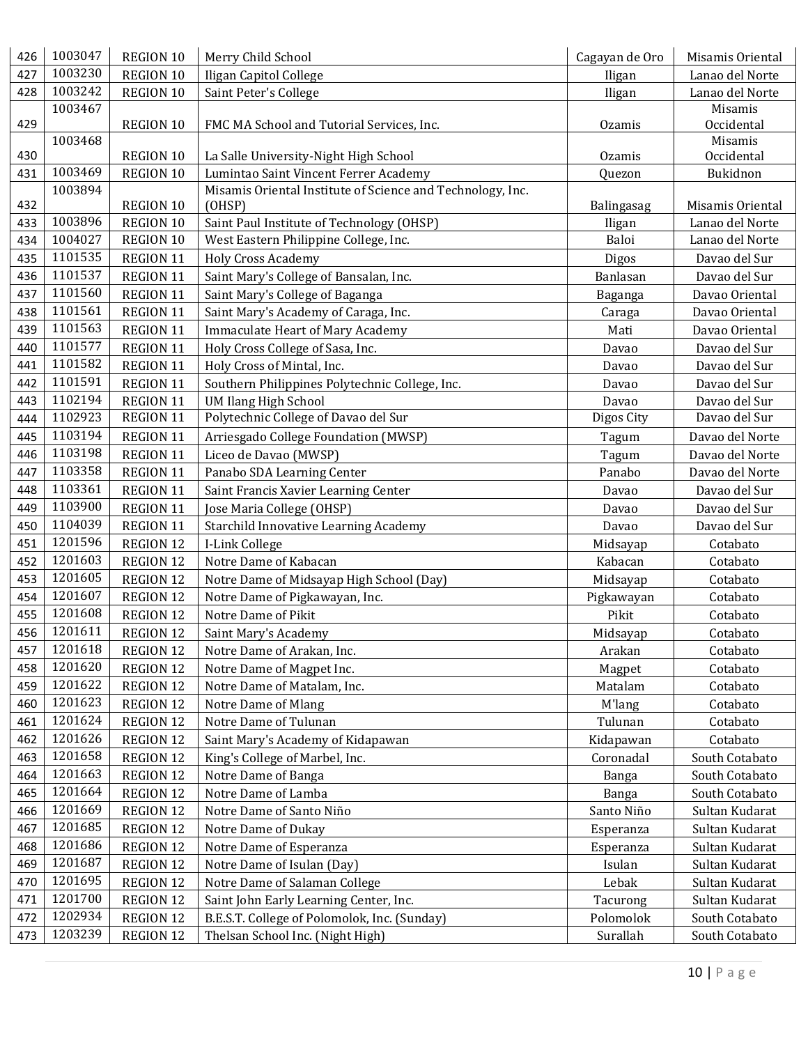| 426 | 1003047 | REGION 10 | Merry Child School | Cagayan de Oro | Misamis Oriental |
|---|---|---|---|---|---|
| 427 | 1003230 | REGION 10 | Iligan Capitol College | Iligan | Lanao del Norte |
| 428 | 1003242 | REGION 10 | Saint Peter's College | Iligan | Lanao del Norte |
| 429 | 1003467 | REGION 10 | FMC MA School and Tutorial Services, Inc. | Ozamis | Misamis Occidental |
| 430 | 1003468 | REGION 10 | La Salle University-Night High School | Ozamis | Misamis Occidental |
| 431 | 1003469 | REGION 10 | Lumintao Saint Vincent Ferrer Academy | Quezon | Bukidnon |
| 432 | 1003894 | REGION 10 | Misamis Oriental Institute of Science and Technology, Inc. (OHSP) | Balingasag | Misamis Oriental |
| 433 | 1003896 | REGION 10 | Saint Paul Institute of Technology (OHSP) | Iligan | Lanao del Norte |
| 434 | 1004027 | REGION 10 | West Eastern Philippine College, Inc. | Baloi | Lanao del Norte |
| 435 | 1101535 | REGION 11 | Holy Cross Academy | Digos | Davao del Sur |
| 436 | 1101537 | REGION 11 | Saint Mary's College of Bansalan, Inc. | Banlasan | Davao del Sur |
| 437 | 1101560 | REGION 11 | Saint Mary's College of Baganga | Baganga | Davao Oriental |
| 438 | 1101561 | REGION 11 | Saint Mary's Academy of Caraga, Inc. | Caraga | Davao Oriental |
| 439 | 1101563 | REGION 11 | Immaculate Heart of Mary Academy | Mati | Davao Oriental |
| 440 | 1101577 | REGION 11 | Holy Cross College of Sasa, Inc. | Davao | Davao del Sur |
| 441 | 1101582 | REGION 11 | Holy Cross of Mintal, Inc. | Davao | Davao del Sur |
| 442 | 1101591 | REGION 11 | Southern Philippines Polytechnic College, Inc. | Davao | Davao del Sur |
| 443 | 1102194 | REGION 11 | UM Ilang High School | Davao | Davao del Sur |
| 444 | 1102923 | REGION 11 | Polytechnic College of Davao del Sur | Digos City | Davao del Sur |
| 445 | 1103194 | REGION 11 | Arriesgado College Foundation (MWSP) | Tagum | Davao del Norte |
| 446 | 1103198 | REGION 11 | Liceo de Davao (MWSP) | Tagum | Davao del Norte |
| 447 | 1103358 | REGION 11 | Panabo SDA Learning Center | Panabo | Davao del Norte |
| 448 | 1103361 | REGION 11 | Saint Francis Xavier Learning Center | Davao | Davao del Sur |
| 449 | 1103900 | REGION 11 | Jose Maria College (OHSP) | Davao | Davao del Sur |
| 450 | 1104039 | REGION 11 | Starchild Innovative Learning Academy | Davao | Davao del Sur |
| 451 | 1201596 | REGION 12 | I-Link College | Midsayap | Cotabato |
| 452 | 1201603 | REGION 12 | Notre Dame of Kabacan | Kabacan | Cotabato |
| 453 | 1201605 | REGION 12 | Notre Dame of Midsayap High School (Day) | Midsayap | Cotabato |
| 454 | 1201607 | REGION 12 | Notre Dame of Pigkawayan, Inc. | Pigkawayan | Cotabato |
| 455 | 1201608 | REGION 12 | Notre Dame of Pikit | Pikit | Cotabato |
| 456 | 1201611 | REGION 12 | Saint Mary's Academy | Midsayap | Cotabato |
| 457 | 1201618 | REGION 12 | Notre Dame of Arakan, Inc. | Arakan | Cotabato |
| 458 | 1201620 | REGION 12 | Notre Dame of Magpet Inc. | Magpet | Cotabato |
| 459 | 1201622 | REGION 12 | Notre Dame of Matalam, Inc. | Matalam | Cotabato |
| 460 | 1201623 | REGION 12 | Notre Dame of Mlang | M'lang | Cotabato |
| 461 | 1201624 | REGION 12 | Notre Dame of Tulunan | Tulunan | Cotabato |
| 462 | 1201626 | REGION 12 | Saint Mary's Academy of Kidapawan | Kidapawan | Cotabato |
| 463 | 1201658 | REGION 12 | King's College of Marbel, Inc. | Coronadal | South Cotabato |
| 464 | 1201663 | REGION 12 | Notre Dame of Banga | Banga | South Cotabato |
| 465 | 1201664 | REGION 12 | Notre Dame of Lamba | Banga | South Cotabato |
| 466 | 1201669 | REGION 12 | Notre Dame of Santo Niño | Santo Niño | Sultan Kudarat |
| 467 | 1201685 | REGION 12 | Notre Dame of Dukay | Esperanza | Sultan Kudarat |
| 468 | 1201686 | REGION 12 | Notre Dame of Esperanza | Esperanza | Sultan Kudarat |
| 469 | 1201687 | REGION 12 | Notre Dame of Isulan (Day) | Isulan | Sultan Kudarat |
| 470 | 1201695 | REGION 12 | Notre Dame of Salaman College | Lebak | Sultan Kudarat |
| 471 | 1201700 | REGION 12 | Saint John Early Learning Center, Inc. | Tacurong | Sultan Kudarat |
| 472 | 1202934 | REGION 12 | B.E.S.T. College of Polomolok, Inc. (Sunday) | Polomolok | South Cotabato |
| 473 | 1203239 | REGION 12 | Thelsan School Inc. (Night High) | Surallah | South Cotabato |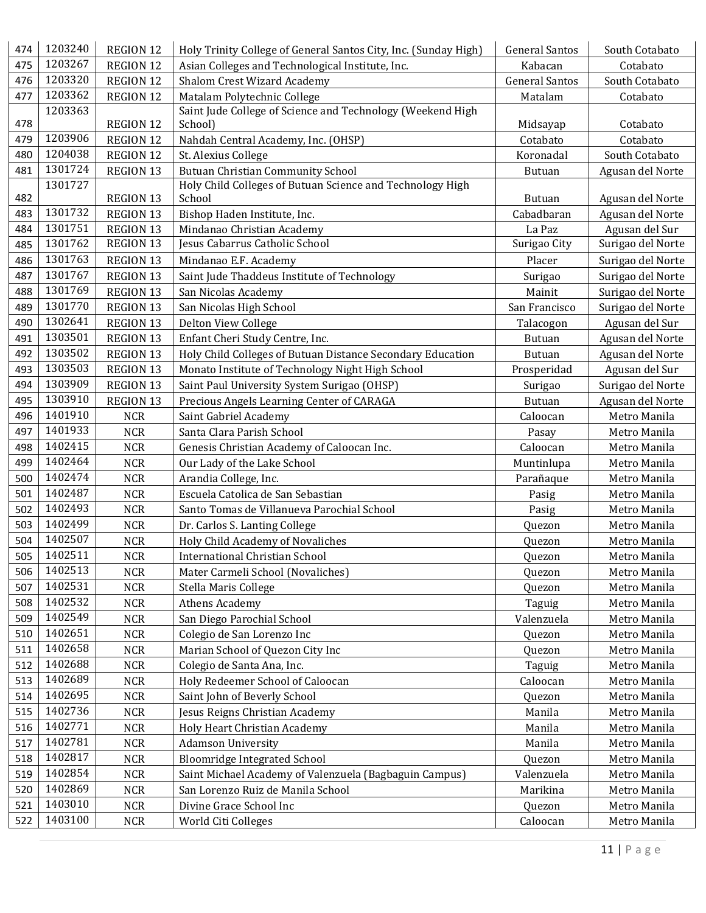| 474 | 1203240 | REGION 12 | Holy Trinity College of General Santos City, Inc. (Sunday High) | General Santos | South Cotabato |
|---|---|---|---|---|---|
| 475 | 1203267 | REGION 12 | Asian Colleges and Technological Institute, Inc. | Kabacan | Cotabato |
| 476 | 1203320 | REGION 12 | Shalom Crest Wizard Academy | General Santos | South Cotabato |
| 477 | 1203362 | REGION 12 | Matalam Polytechnic College | Matalam | Cotabato |
| 478 | 1203363 | REGION 12 | Saint Jude College of Science and Technology (Weekend High School) | Midsayap | Cotabato |
| 479 | 1203906 | REGION 12 | Nahdah Central Academy, Inc. (OHSP) | Cotabato | Cotabato |
| 480 | 1204038 | REGION 12 | St. Alexius College | Koronadal | South Cotabato |
| 481 | 1301724 | REGION 13 | Butuan Christian Community School | Butuan | Agusan del Norte |
| 482 | 1301727 | REGION 13 | Holy Child Colleges of Butuan Science and Technology High School | Butuan | Agusan del Norte |
| 483 | 1301732 | REGION 13 | Bishop Haden Institute, Inc. | Cabadbaran | Agusan del Norte |
| 484 | 1301751 | REGION 13 | Mindanao Christian Academy | La Paz | Agusan del Sur |
| 485 | 1301762 | REGION 13 | Jesus Cabarrus Catholic School | Surigao City | Surigao del Norte |
| 486 | 1301763 | REGION 13 | Mindanao E.F. Academy | Placer | Surigao del Norte |
| 487 | 1301767 | REGION 13 | Saint Jude Thaddeus Institute of Technology | Surigao | Surigao del Norte |
| 488 | 1301769 | REGION 13 | San Nicolas Academy | Mainit | Surigao del Norte |
| 489 | 1301770 | REGION 13 | San Nicolas High School | San Francisco | Surigao del Norte |
| 490 | 1302641 | REGION 13 | Delton View College | Talacogon | Agusan del Sur |
| 491 | 1303501 | REGION 13 | Enfant Cheri Study Centre, Inc. | Butuan | Agusan del Norte |
| 492 | 1303502 | REGION 13 | Holy Child Colleges of Butuan Distance Secondary Education | Butuan | Agusan del Norte |
| 493 | 1303503 | REGION 13 | Monato Institute of Technology Night High School | Prosperidad | Agusan del Sur |
| 494 | 1303909 | REGION 13 | Saint Paul University System Surigao (OHSP) | Surigao | Surigao del Norte |
| 495 | 1303910 | REGION 13 | Precious Angels Learning Center of CARAGA | Butuan | Agusan del Norte |
| 496 | 1401910 | NCR | Saint Gabriel Academy | Caloocan | Metro Manila |
| 497 | 1401933 | NCR | Santa Clara Parish School | Pasay | Metro Manila |
| 498 | 1402415 | NCR | Genesis Christian Academy of Caloocan Inc. | Caloocan | Metro Manila |
| 499 | 1402464 | NCR | Our Lady of the Lake School | Muntinlupa | Metro Manila |
| 500 | 1402474 | NCR | Arandia College, Inc. | Parañaque | Metro Manila |
| 501 | 1402487 | NCR | Escuela Catolica de San Sebastian | Pasig | Metro Manila |
| 502 | 1402493 | NCR | Santo Tomas de Villanueva Parochial School | Pasig | Metro Manila |
| 503 | 1402499 | NCR | Dr. Carlos S. Lanting College | Quezon | Metro Manila |
| 504 | 1402507 | NCR | Holy Child Academy of Novaliches | Quezon | Metro Manila |
| 505 | 1402511 | NCR | International Christian School | Quezon | Metro Manila |
| 506 | 1402513 | NCR | Mater Carmeli School (Novaliches) | Quezon | Metro Manila |
| 507 | 1402531 | NCR | Stella Maris College | Quezon | Metro Manila |
| 508 | 1402532 | NCR | Athens Academy | Taguig | Metro Manila |
| 509 | 1402549 | NCR | San Diego Parochial School | Valenzuela | Metro Manila |
| 510 | 1402651 | NCR | Colegio de San Lorenzo Inc | Quezon | Metro Manila |
| 511 | 1402658 | NCR | Marian School of Quezon City Inc | Quezon | Metro Manila |
| 512 | 1402688 | NCR | Colegio de Santa Ana, Inc. | Taguig | Metro Manila |
| 513 | 1402689 | NCR | Holy Redeemer School of Caloocan | Caloocan | Metro Manila |
| 514 | 1402695 | NCR | Saint John of Beverly School | Quezon | Metro Manila |
| 515 | 1402736 | NCR | Jesus Reigns Christian Academy | Manila | Metro Manila |
| 516 | 1402771 | NCR | Holy Heart Christian Academy | Manila | Metro Manila |
| 517 | 1402781 | NCR | Adamson University | Manila | Metro Manila |
| 518 | 1402817 | NCR | Bloomridge Integrated School | Quezon | Metro Manila |
| 519 | 1402854 | NCR | Saint Michael Academy of Valenzuela (Bagbaguin Campus) | Valenzuela | Metro Manila |
| 520 | 1402869 | NCR | San Lorenzo Ruiz de Manila School | Marikina | Metro Manila |
| 521 | 1403010 | NCR | Divine Grace School Inc | Quezon | Metro Manila |
| 522 | 1403100 | NCR | World Citi Colleges | Caloocan | Metro Manila |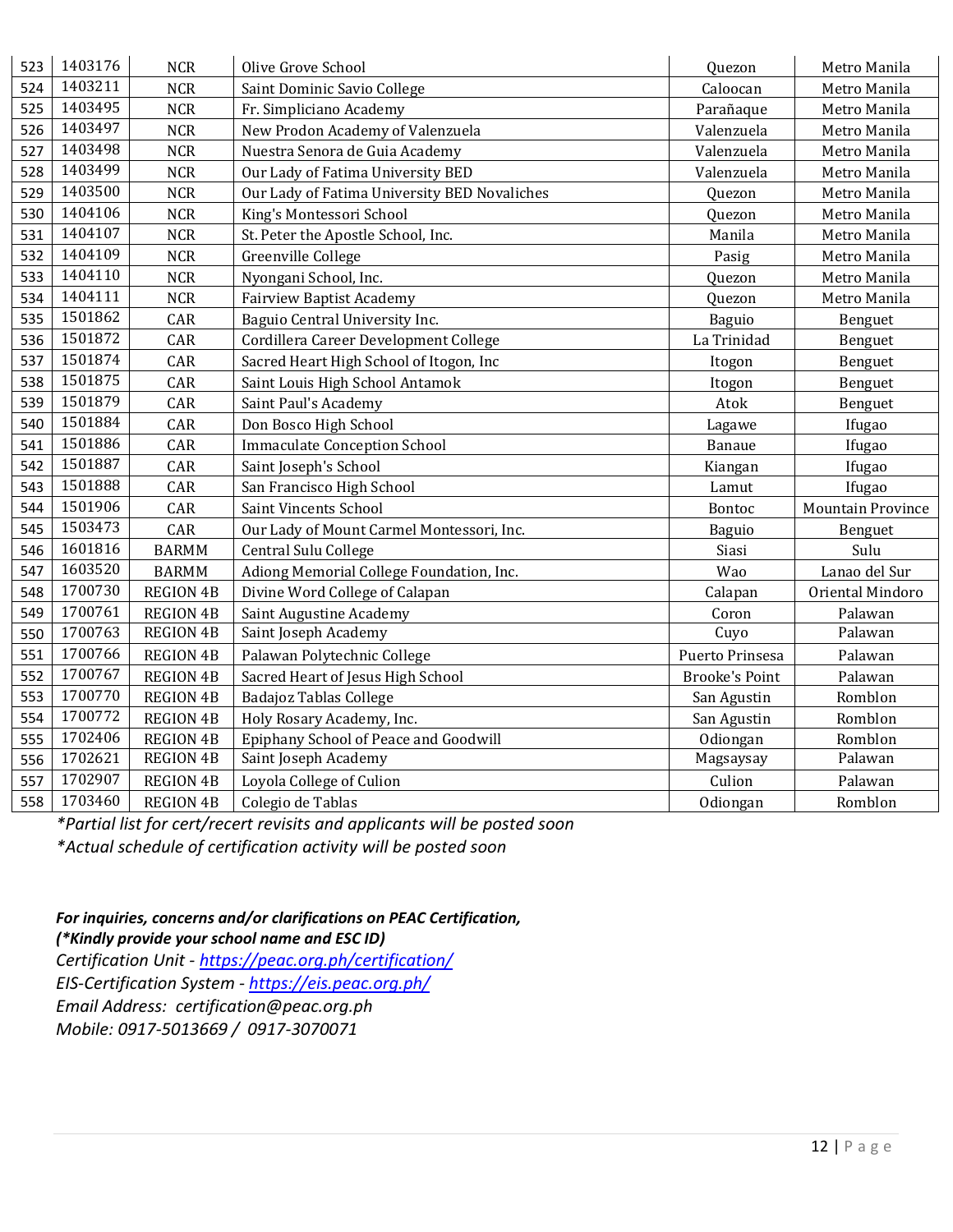| | | | | | |
|---|---|---|---|---|---|
| 523 | 1403176 | NCR | Olive Grove School | Quezon | Metro Manila |
| 524 | 1403211 | NCR | Saint Dominic Savio College | Caloocan | Metro Manila |
| 525 | 1403495 | NCR | Fr. Simpliciano Academy | Parañaque | Metro Manila |
| 526 | 1403497 | NCR | New Prodon Academy of Valenzuela | Valenzuela | Metro Manila |
| 527 | 1403498 | NCR | Nuestra Senora de Guia Academy | Valenzuela | Metro Manila |
| 528 | 1403499 | NCR | Our Lady of Fatima University BED | Valenzuela | Metro Manila |
| 529 | 1403500 | NCR | Our Lady of Fatima University BED Novaliches | Quezon | Metro Manila |
| 530 | 1404106 | NCR | King's Montessori School | Quezon | Metro Manila |
| 531 | 1404107 | NCR | St. Peter the Apostle School, Inc. | Manila | Metro Manila |
| 532 | 1404109 | NCR | Greenville College | Pasig | Metro Manila |
| 533 | 1404110 | NCR | Nyongani School, Inc. | Quezon | Metro Manila |
| 534 | 1404111 | NCR | Fairview Baptist Academy | Quezon | Metro Manila |
| 535 | 1501862 | CAR | Baguio Central University Inc. | Baguio | Benguet |
| 536 | 1501872 | CAR | Cordillera Career Development College | La Trinidad | Benguet |
| 537 | 1501874 | CAR | Sacred Heart High School of Itogon, Inc | Itogon | Benguet |
| 538 | 1501875 | CAR | Saint Louis High School Antamok | Itogon | Benguet |
| 539 | 1501879 | CAR | Saint Paul's Academy | Atok | Benguet |
| 540 | 1501884 | CAR | Don Bosco High School | Lagawe | Ifugao |
| 541 | 1501886 | CAR | Immaculate Conception School | Banaue | Ifugao |
| 542 | 1501887 | CAR | Saint Joseph's School | Kiangan | Ifugao |
| 543 | 1501888 | CAR | San Francisco High School | Lamut | Ifugao |
| 544 | 1501906 | CAR | Saint Vincents School | Bontoc | Mountain Province |
| 545 | 1503473 | CAR | Our Lady of Mount Carmel Montessori, Inc. | Baguio | Benguet |
| 546 | 1601816 | BARMM | Central Sulu College | Siasi | Sulu |
| 547 | 1603520 | BARMM | Adiong Memorial College Foundation, Inc. | Wao | Lanao del Sur |
| 548 | 1700730 | REGION 4B | Divine Word College of Calapan | Calapan | Oriental Mindoro |
| 549 | 1700761 | REGION 4B | Saint Augustine Academy | Coron | Palawan |
| 550 | 1700763 | REGION 4B | Saint Joseph Academy | Cuyo | Palawan |
| 551 | 1700766 | REGION 4B | Palawan Polytechnic College | Puerto Prinsesa | Palawan |
| 552 | 1700767 | REGION 4B | Sacred Heart of Jesus High School | Brooke's Point | Palawan |
| 553 | 1700770 | REGION 4B | Badajoz Tablas College | San Agustin | Romblon |
| 554 | 1700772 | REGION 4B | Holy Rosary Academy, Inc. | San Agustin | Romblon |
| 555 | 1702406 | REGION 4B | Epiphany School of Peace and Goodwill | Odiongan | Romblon |
| 556 | 1702621 | REGION 4B | Saint Joseph Academy | Magsaysay | Palawan |
| 557 | 1702907 | REGION 4B | Loyola College of Culion | Culion | Palawan |
| 558 | 1703460 | REGION 4B | Colegio de Tablas | Odiongan | Romblon |

*\*Partial list for cert/recert revisits and applicants will be posted soon*
*\*Actual schedule of certification activity will be posted soon*

***For inquiries, concerns and/or clarifications on PEAC Certification,***
***(\*Kindly provide your school name and ESC ID)***
*Certification Unit - https://peac.org.ph/certification/*
*EIS-Certification System - https://eis.peac.org.ph/*
*Email Address: certification@peac.org.ph*
*Mobile: 0917-5013669 / 0917-3070071*